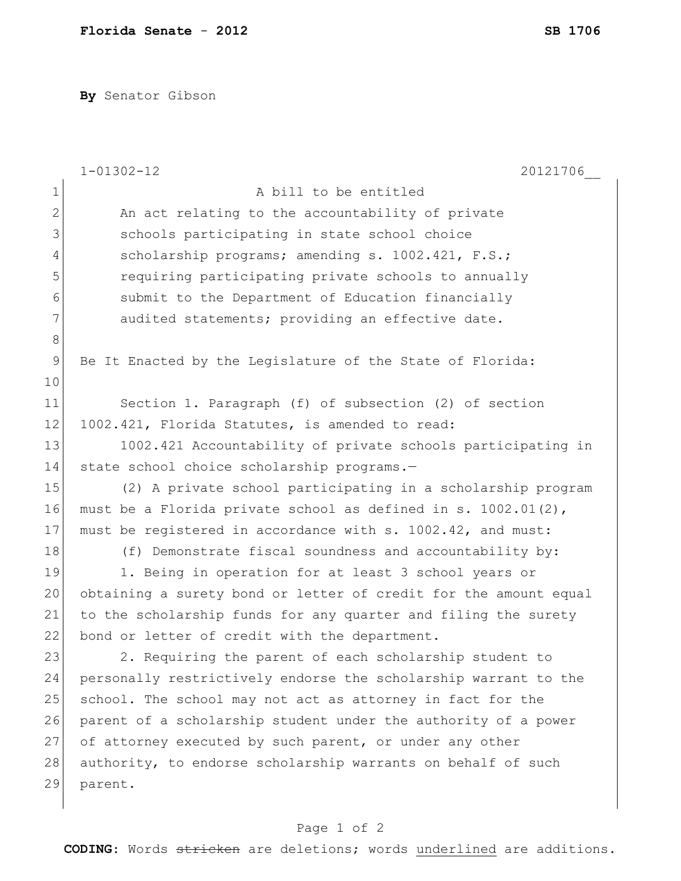**By** Senator Gibson

1-01302-12 20121706__

A bill to be entitled

An act relating to the accountability of private schools participating in state school choice scholarship programs; amending s. 1002.421, F.S.; requiring participating private schools to annually submit to the Department of Education financially audited statements; providing an effective date.

Be It Enacted by the Legislature of the State of Florida:

Section 1. Paragraph (f) of subsection (2) of section 1002.421, Florida Statutes, is amended to read:

1002.421 Accountability of private schools participating in state school choice scholarship programs.—

(2) A private school participating in a scholarship program must be a Florida private school as defined in s. 1002.01(2), must be registered in accordance with s. 1002.42, and must:

(f) Demonstrate fiscal soundness and accountability by:

1. Being in operation for at least 3 school years or obtaining a surety bond or letter of credit for the amount equal to the scholarship funds for any quarter and filing the surety bond or letter of credit with the department.

2. Requiring the parent of each scholarship student to personally restrictively endorse the scholarship warrant to the school. The school may not act as attorney in fact for the parent of a scholarship student under the authority of a power of attorney executed by such parent, or under any other authority, to endorse scholarship warrants on behalf of such parent.

**CODING:** Words ~~stricken~~ are deletions; words underlined are additions.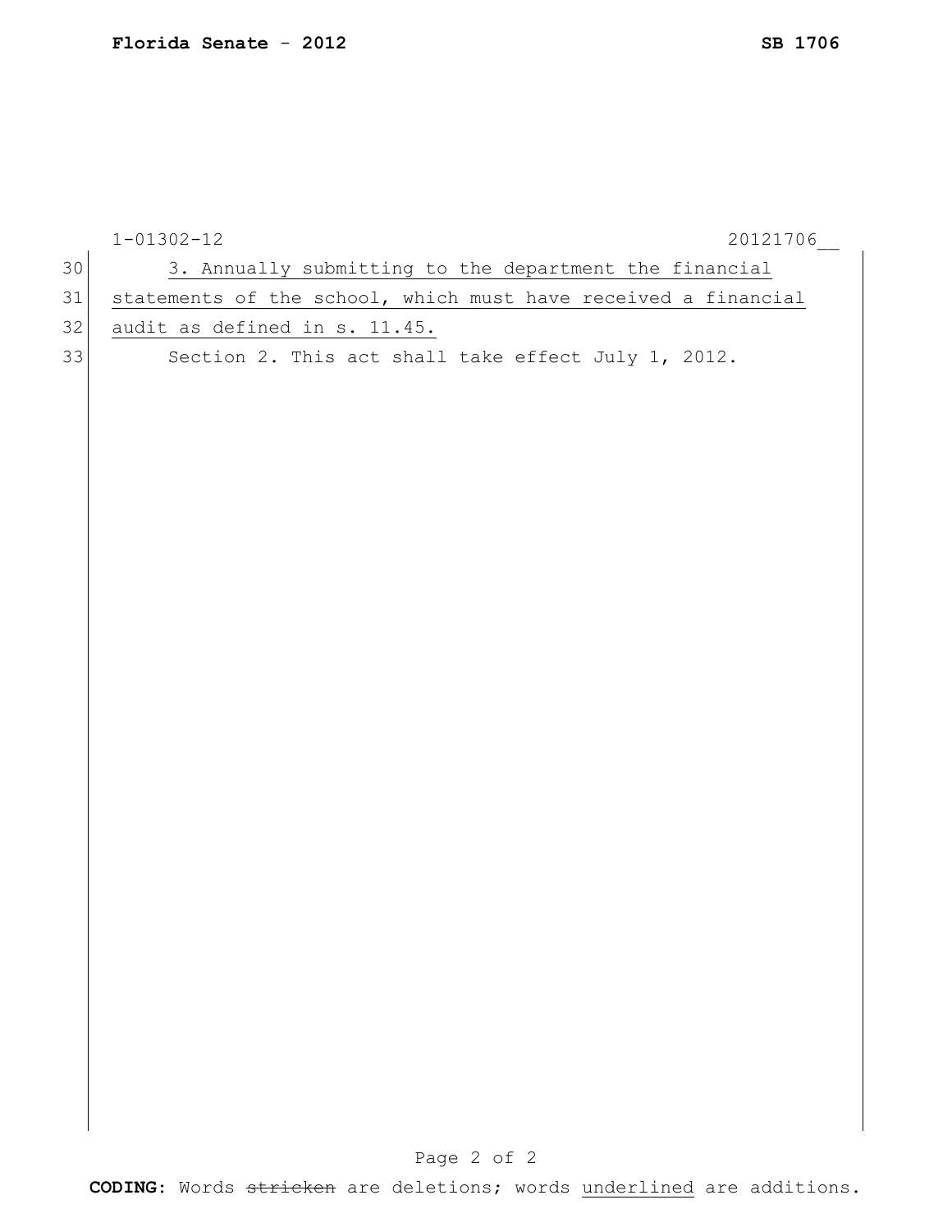3. Annually submitting to the department the financial statements of the school, which must have received a financial audit as defined in s. 11.45.

Section 2. This act shall take effect July 1, 2012.